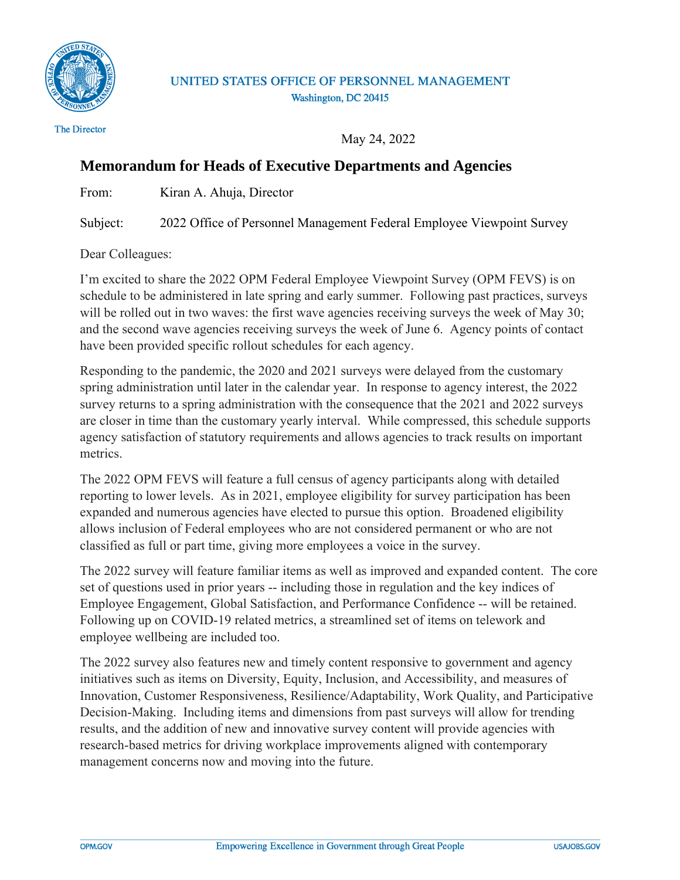UNITED STATES OFFICE OF PERSONNEL MANAGEMENT
Washington, DC 20415

The Director

May 24, 2022

# Memorandum for Heads of Executive Departments and Agencies

From: Kiran A. Ahuja, Director

Subject: 2022 Office of Personnel Management Federal Employee Viewpoint Survey

Dear Colleagues:

I'm excited to share the 2022 OPM Federal Employee Viewpoint Survey (OPM FEVS) is on schedule to be administered in late spring and early summer. Following past practices, surveys will be rolled out in two waves: the first wave agencies receiving surveys the week of May 30; and the second wave agencies receiving surveys the week of June 6. Agency points of contact have been provided specific rollout schedules for each agency.

Responding to the pandemic, the 2020 and 2021 surveys were delayed from the customary spring administration until later in the calendar year. In response to agency interest, the 2022 survey returns to a spring administration with the consequence that the 2021 and 2022 surveys are closer in time than the customary yearly interval. While compressed, this schedule supports agency satisfaction of statutory requirements and allows agencies to track results on important metrics.

The 2022 OPM FEVS will feature a full census of agency participants along with detailed reporting to lower levels. As in 2021, employee eligibility for survey participation has been expanded and numerous agencies have elected to pursue this option. Broadened eligibility allows inclusion of Federal employees who are not considered permanent or who are not classified as full or part time, giving more employees a voice in the survey.

The 2022 survey will feature familiar items as well as improved and expanded content. The core set of questions used in prior years -- including those in regulation and the key indices of Employee Engagement, Global Satisfaction, and Performance Confidence -- will be retained. Following up on COVID-19 related metrics, a streamlined set of items on telework and employee wellbeing are included too.

The 2022 survey also features new and timely content responsive to government and agency initiatives such as items on Diversity, Equity, Inclusion, and Accessibility, and measures of Innovation, Customer Responsiveness, Resilience/Adaptability, Work Quality, and Participative Decision-Making. Including items and dimensions from past surveys will allow for trending results, and the addition of new and innovative survey content will provide agencies with research-based metrics for driving workplace improvements aligned with contemporary management concerns now and moving into the future.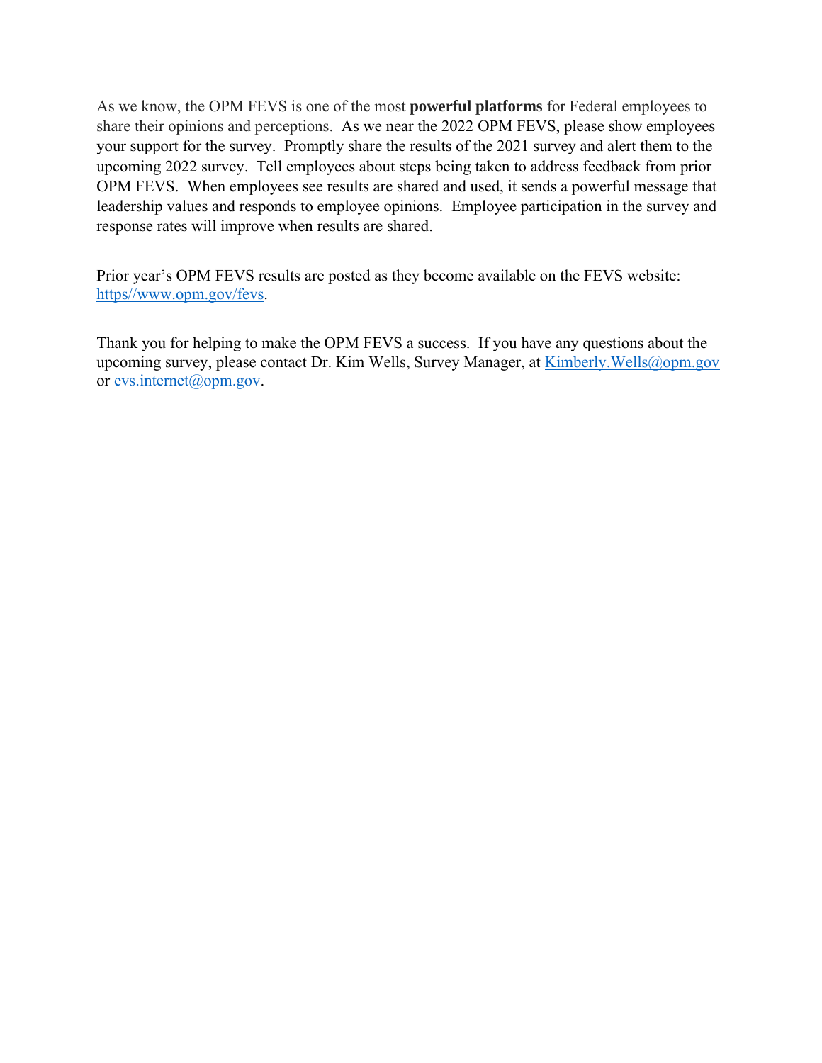As we know, the OPM FEVS is one of the most **powerful platforms** for Federal employees to share their opinions and perceptions. As we near the 2022 OPM FEVS, please show employees your support for the survey. Promptly share the results of the 2021 survey and alert them to the upcoming 2022 survey. Tell employees about steps being taken to address feedback from prior OPM FEVS. When employees see results are shared and used, it sends a powerful message that leadership values and responds to employee opinions. Employee participation in the survey and response rates will improve when results are shared.

Prior year's OPM FEVS results are posted as they become available on the FEVS website: https//www.opm.gov/fevs.

Thank you for helping to make the OPM FEVS a success. If you have any questions about the upcoming survey, please contact Dr. Kim Wells, Survey Manager, at Kimberly.Wells@opm.gov or evs.internet@opm.gov.